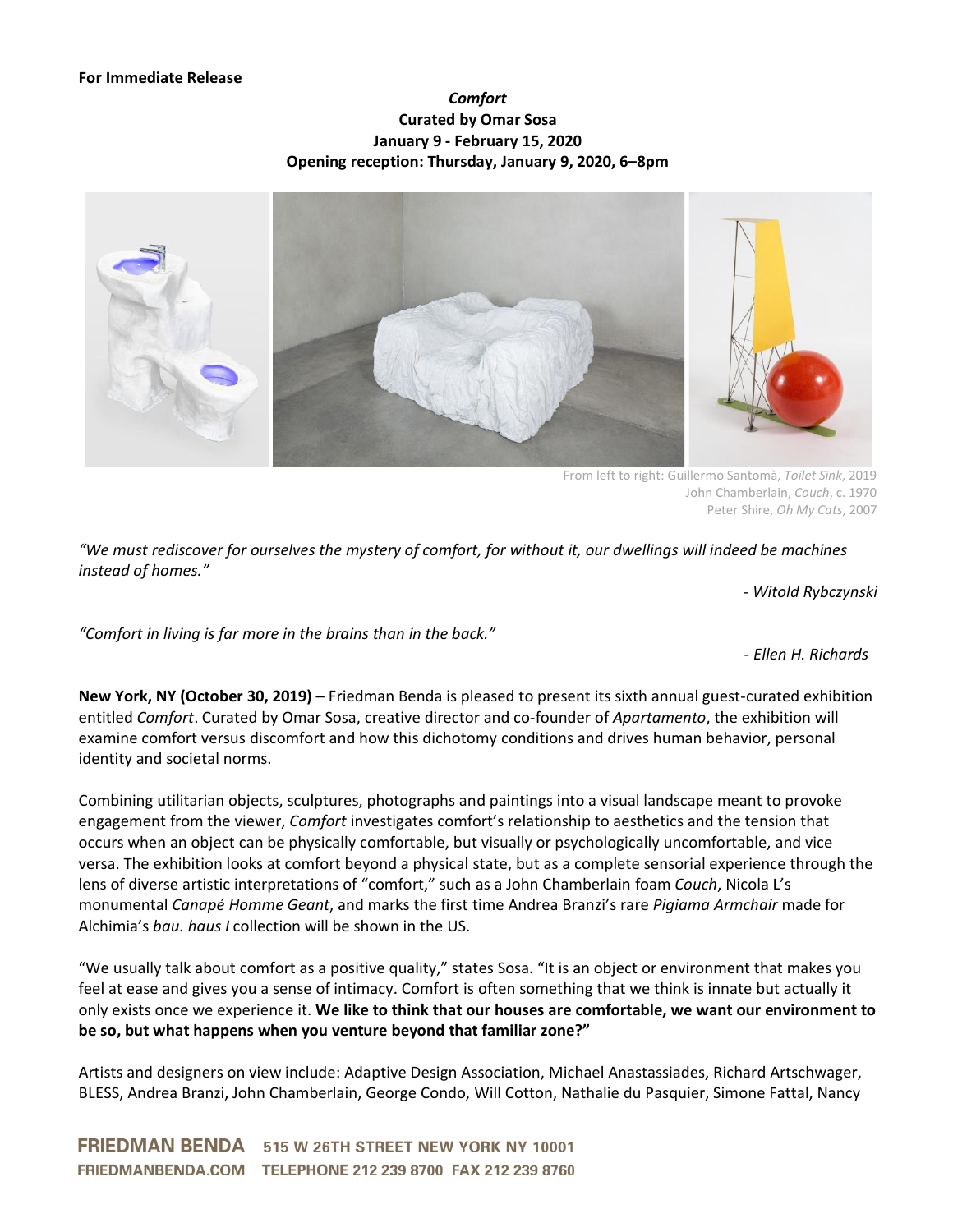**For Immediate Release**

***Comfort***
**Curated by Omar Sosa**
**January 9 - February 15, 2020**
**Opening reception: Thursday, January 9, 2020, 6–8pm**

From left to right: Guillermo Santomà, *Toilet Sink*, 2019
John Chamberlain, *Couch*, c. 1970
Peter Shire, *Oh My Cats*, 2007

*"We must rediscover for ourselves the mystery of comfort, for without it, our dwellings will indeed be machines instead of homes."*

*- Witold Rybczynski*

*"Comfort in living is far more in the brains than in the back."*

*- Ellen H. Richards*

**New York, NY (October 30, 2019) –** Friedman Benda is pleased to present its sixth annual guest-curated exhibition entitled *Comfort*. Curated by Omar Sosa, creative director and co-founder of *Apartamento*, the exhibition will examine comfort versus discomfort and how this dichotomy conditions and drives human behavior, personal identity and societal norms.

Combining utilitarian objects, sculptures, photographs and paintings into a visual landscape meant to provoke engagement from the viewer, *Comfort* investigates comfort's relationship to aesthetics and the tension that occurs when an object can be physically comfortable, but visually or psychologically uncomfortable, and vice versa. The exhibition looks at comfort beyond a physical state, but as a complete sensorial experience through the lens of diverse artistic interpretations of "comfort," such as a John Chamberlain foam *Couch*, Nicola L's monumental *Canapé Homme Geant*, and marks the first time Andrea Branzi's rare *Pigiama Armchair* made for Alchimia's *bau. haus I* collection will be shown in the US.

"We usually talk about comfort as a positive quality," states Sosa. "It is an object or environment that makes you feel at ease and gives you a sense of intimacy. Comfort is often something that we think is innate but actually it only exists once we experience it. **We like to think that our houses are comfortable, we want our environment to be so, but what happens when you venture beyond that familiar zone?"**

Artists and designers on view include: Adaptive Design Association, Michael Anastassiades, Richard Artschwager, BLESS, Andrea Branzi, John Chamberlain, George Condo, Will Cotton, Nathalie du Pasquier, Simone Fattal, Nancy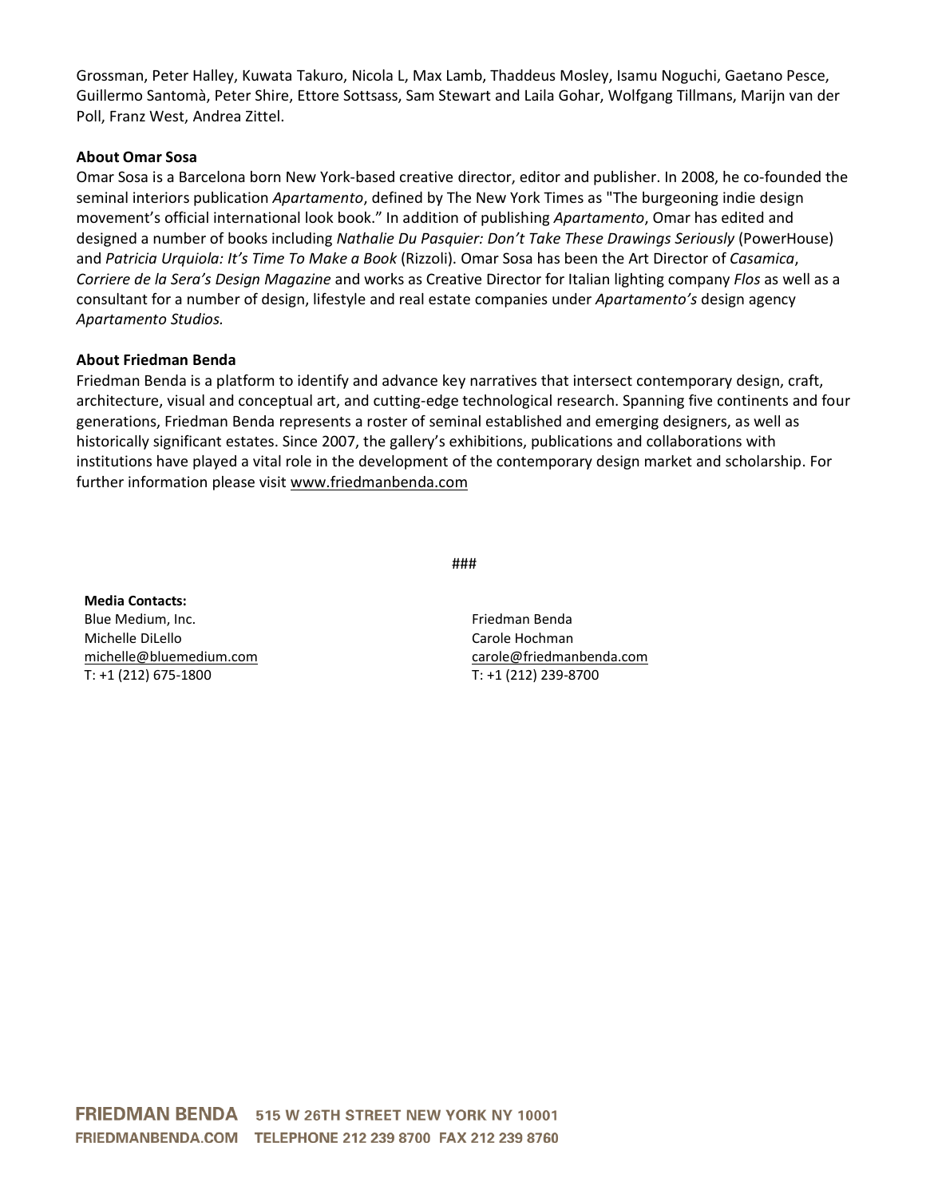Grossman, Peter Halley, Kuwata Takuro, Nicola L, Max Lamb, Thaddeus Mosley, Isamu Noguchi, Gaetano Pesce, Guillermo Santomà, Peter Shire, Ettore Sottsass, Sam Stewart and Laila Gohar, Wolfgang Tillmans, Marijn van der Poll, Franz West, Andrea Zittel.

**About Omar Sosa**

Omar Sosa is a Barcelona born New York-based creative director, editor and publisher. In 2008, he co-founded the seminal interiors publication *Apartamento*, defined by The New York Times as "The burgeoning indie design movement's official international look book." In addition of publishing *Apartamento*, Omar has edited and designed a number of books including *Nathalie Du Pasquier: Don't Take These Drawings Seriously* (PowerHouse) and *Patricia Urquiola: It's Time To Make a Book* (Rizzoli). Omar Sosa has been the Art Director of *Casamica*, *Corriere de la Sera's Design Magazine* and works as Creative Director for Italian lighting company *Flos* as well as a consultant for a number of design, lifestyle and real estate companies under *Apartamento's* design agency *Apartamento Studios.*

**About Friedman Benda**

Friedman Benda is a platform to identify and advance key narratives that intersect contemporary design, craft, architecture, visual and conceptual art, and cutting-edge technological research. Spanning five continents and four generations, Friedman Benda represents a roster of seminal established and emerging designers, as well as historically significant estates. Since 2007, the gallery's exhibitions, publications and collaborations with institutions have played a vital role in the development of the contemporary design market and scholarship. For further information please visit www.friedmanbenda.com

###

**Media Contacts:**

Blue Medium, Inc.
Michelle DiLello
michelle@bluemedium.com
T: +1 (212) 675-1800

Friedman Benda
Carole Hochman
carole@friedmanbenda.com
T: +1 (212) 239-8700